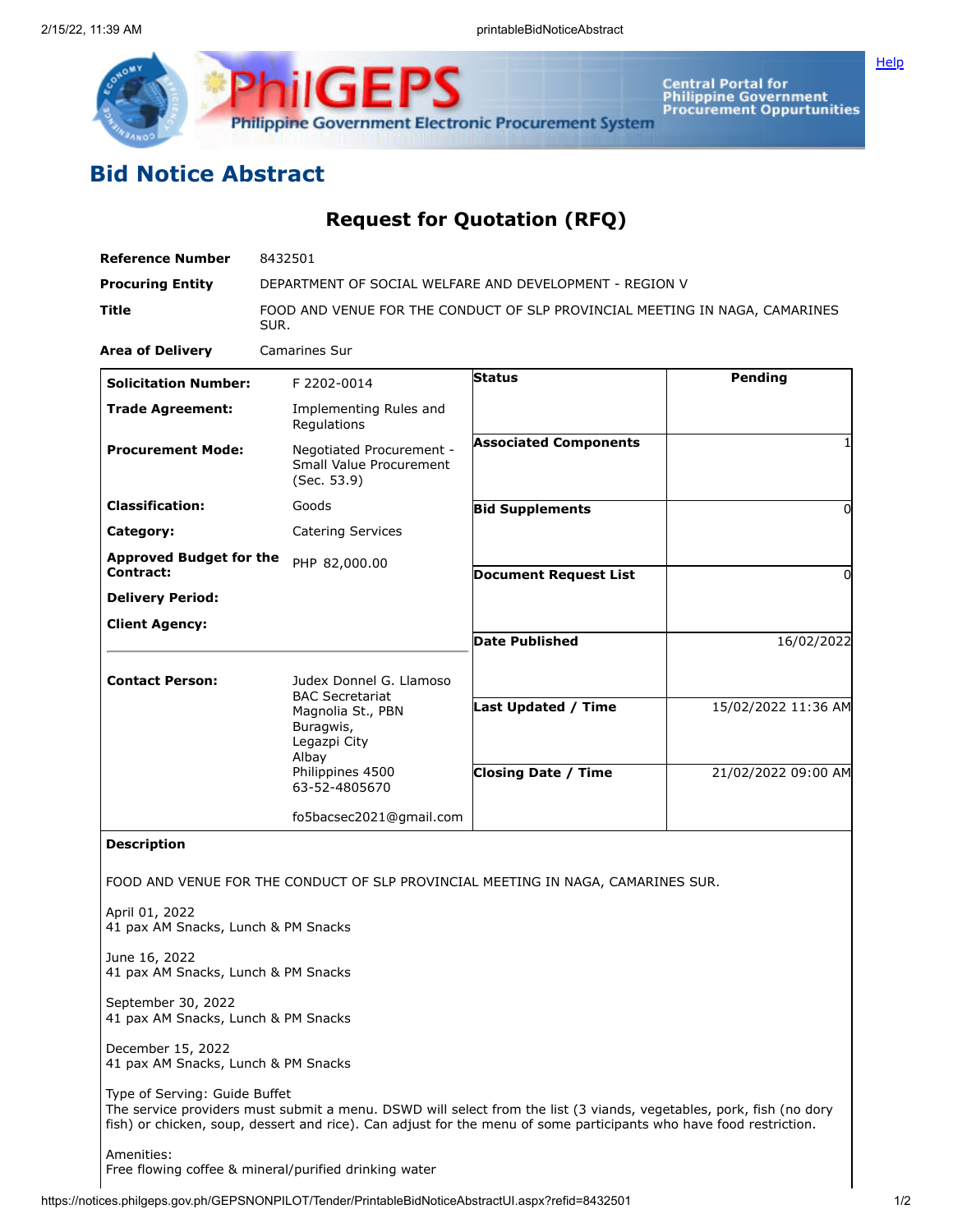# Bid Notice Abstract

## Request for Quotation (RFQ)

| | |
|---|---|
| **Reference Number** | 8432501 |
| **Procuring Entity** | DEPARTMENT OF SOCIAL WELFARE AND DEVELOPMENT - REGION V |
| **Title** | FOOD AND VENUE FOR THE CONDUCT OF SLP PROVINCIAL MEETING IN NAGA, CAMARINES SUR. |
| **Area of Delivery** | Camarines Sur |

| | | | |
|---|---|---|---|
| **Solicitation Number:** | F 2202-0014 | **Status** | Pending |
| **Trade Agreement:** | Implementing Rules and Regulations | | |
| **Procurement Mode:** | Negotiated Procurement - Small Value Procurement (Sec. 53.9) | **Associated Components** | 1 |
| **Classification:** | Goods | **Bid Supplements** | 0 |
| **Category:** | Catering Services | | |
| **Approved Budget for the Contract:** | PHP 82,000.00 | **Document Request List** | 0 |
| **Delivery Period:** | | | |
| **Client Agency:** | | **Date Published** | 16/02/2022 |
| **Contact Person:** | Judex Donnel G. Llamoso<br>BAC Secretariat<br>Magnolia St., PBN<br>Buragwis,<br>Legazpi City<br>Albay<br>Philippines 4500<br>63-52-4805670<br><br>fo5bacsec2021@gmail.com | **Last Updated / Time** | 15/02/2022 11:36 AM |
| | | **Closing Date / Time** | 21/02/2022 09:00 AM |

**Description**

FOOD AND VENUE FOR THE CONDUCT OF SLP PROVINCIAL MEETING IN NAGA, CAMARINES SUR.

April 01, 2022
41 pax AM Snacks, Lunch & PM Snacks

June 16, 2022
41 pax AM Snacks, Lunch & PM Snacks

September 30, 2022
41 pax AM Snacks, Lunch & PM Snacks

December 15, 2022
41 pax AM Snacks, Lunch & PM Snacks

Type of Serving: Guide Buffet
The service providers must submit a menu. DSWD will select from the list (3 viands, vegetables, pork, fish (no dory fish) or chicken, soup, dessert and rice). Can adjust for the menu of some participants who have food restriction.

Amenities:
Free flowing coffee & mineral/purified drinking water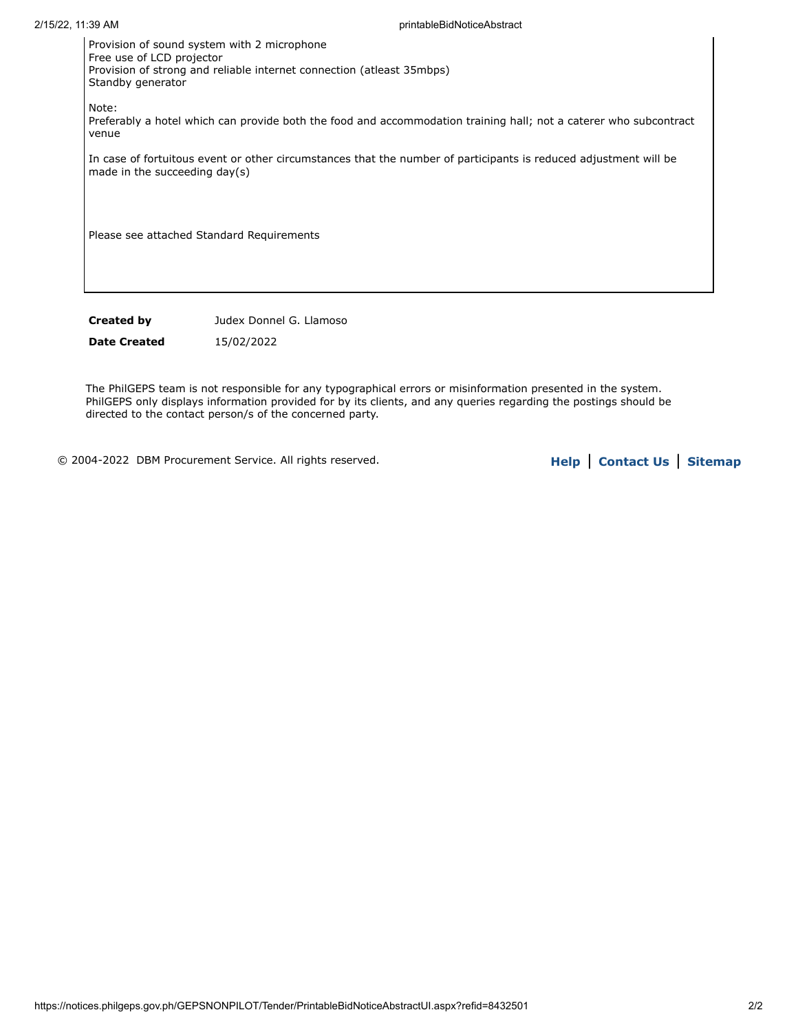Provision of sound system with 2 microphone
Free use of LCD projector
Provision of strong and reliable internet connection (atleast 35mbps)
Standby generator

Note:
Preferably a hotel which can provide both the food and accommodation training hall; not a caterer who subcontract venue

In case of fortuitous event or other circumstances that the number of participants is reduced adjustment will be made in the succeeding day(s)

Please see attached Standard Requirements

| | |
|---|---|
| **Created by** | Judex Donnel G. Llamoso |
| **Date Created** | 15/02/2022 |

The PhilGEPS team is not responsible for any typographical errors or misinformation presented in the system. PhilGEPS only displays information provided for by its clients, and any queries regarding the postings should be directed to the contact person/s of the concerned party.

© 2004-2022 DBM Procurement Service. All rights reserved.

**Help** | **Contact Us** | **Sitemap**